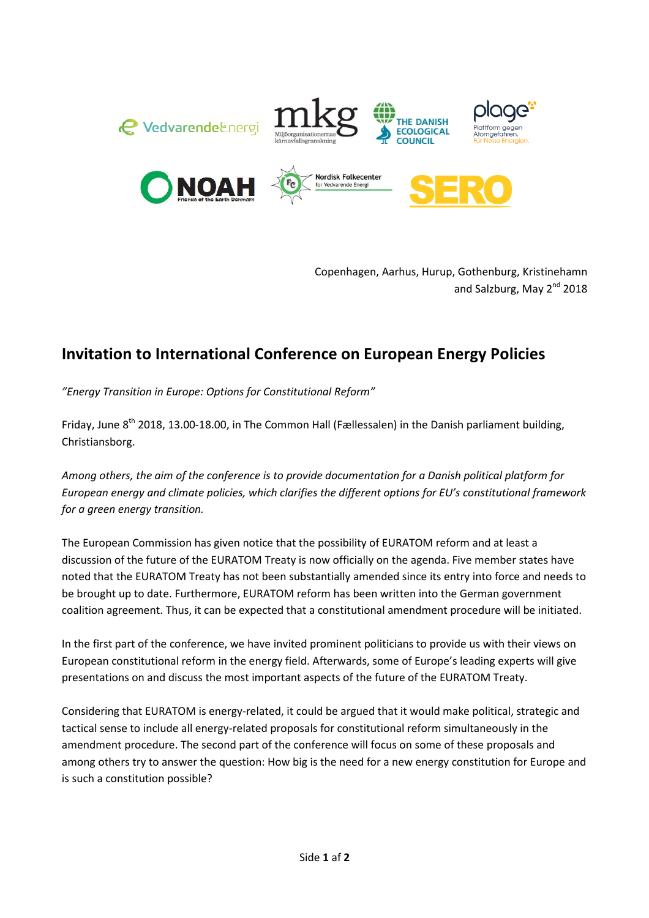Copenhagen, Aarhus, Hurup, Gothenburg, Kristinehamn and Salzburg, May 2nd 2018

# Invitation to International Conference on European Energy Policies

*"Energy Transition in Europe: Options for Constitutional Reform"*

Friday, June 8th 2018, 13.00-18.00, in The Common Hall (Fællessalen) in the Danish parliament building, Christiansborg.

*Among others, the aim of the conference is to provide documentation for a Danish political platform for European energy and climate policies, which clarifies the different options for EU's constitutional framework for a green energy transition.*

The European Commission has given notice that the possibility of EURATOM reform and at least a discussion of the future of the EURATOM Treaty is now officially on the agenda. Five member states have noted that the EURATOM Treaty has not been substantially amended since its entry into force and needs to be brought up to date. Furthermore, EURATOM reform has been written into the German government coalition agreement. Thus, it can be expected that a constitutional amendment procedure will be initiated.

In the first part of the conference, we have invited prominent politicians to provide us with their views on European constitutional reform in the energy field. Afterwards, some of Europe's leading experts will give presentations on and discuss the most important aspects of the future of the EURATOM Treaty.

Considering that EURATOM is energy-related, it could be argued that it would make political, strategic and tactical sense to include all energy-related proposals for constitutional reform simultaneously in the amendment procedure. The second part of the conference will focus on some of these proposals and among others try to answer the question: How big is the need for a new energy constitution for Europe and is such a constitution possible?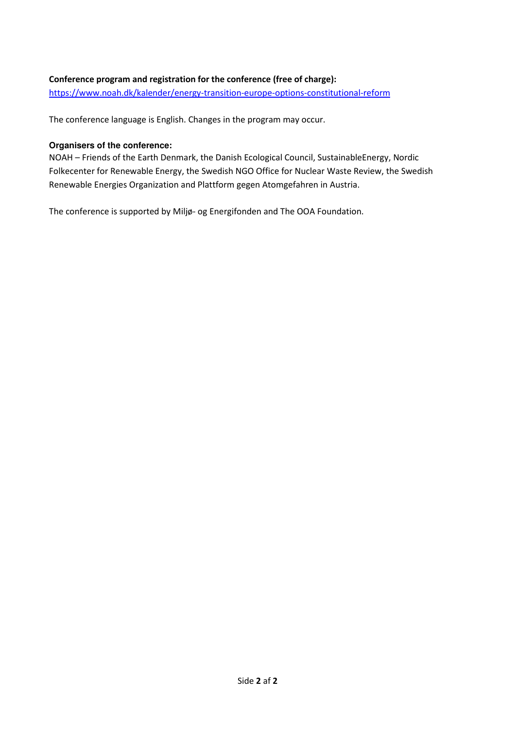**Conference program and registration for the conference (free of charge):**
https://www.noah.dk/kalender/energy-transition-europe-options-constitutional-reform

The conference language is English. Changes in the program may occur.

**Organisers of the conference:**
NOAH – Friends of the Earth Denmark, the Danish Ecological Council, SustainableEnergy, Nordic Folkecenter for Renewable Energy, the Swedish NGO Office for Nuclear Waste Review, the Swedish Renewable Energies Organization and Plattform gegen Atomgefahren in Austria.

The conference is supported by Miljø- og Energifonden and The OOA Foundation.